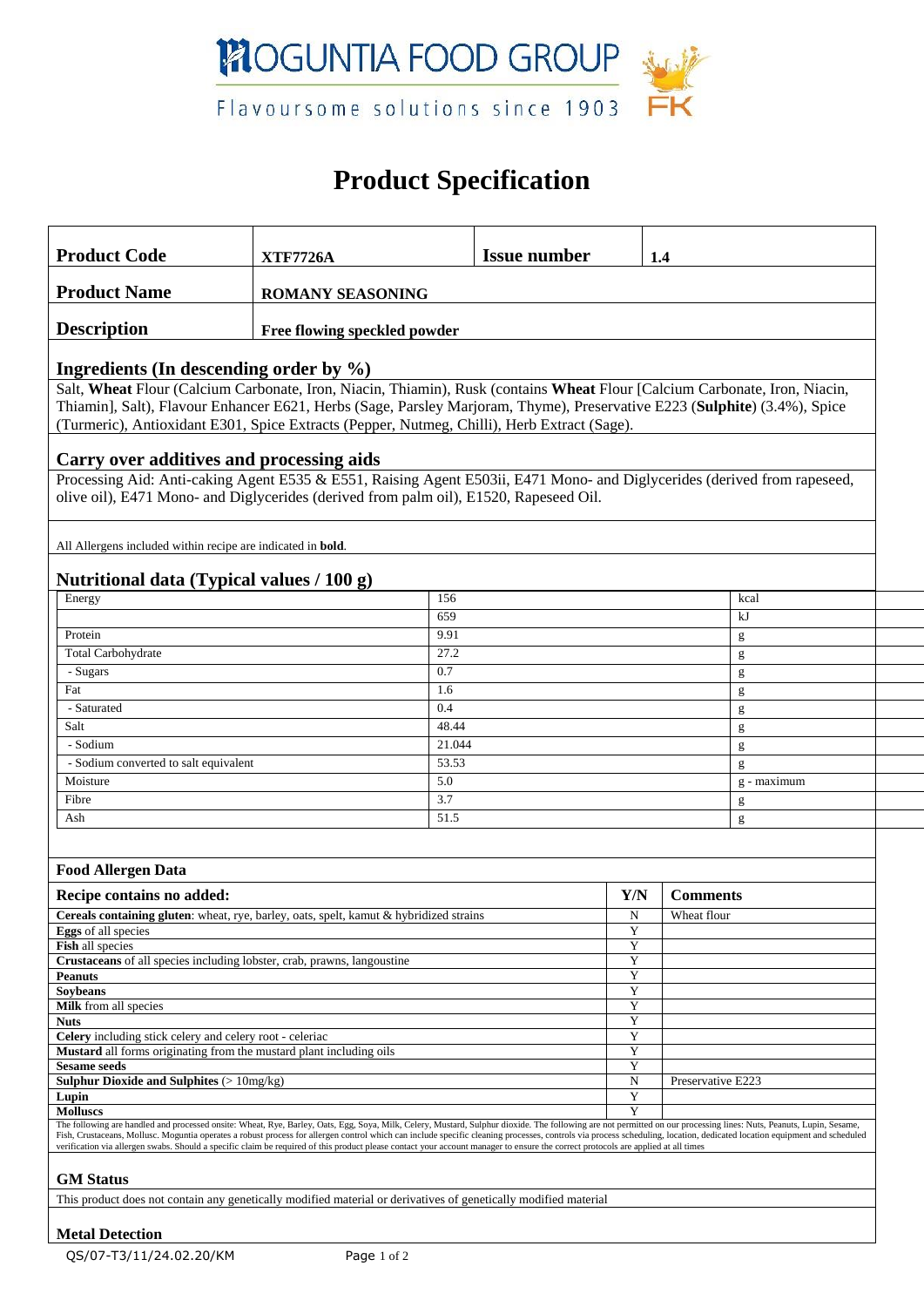# MOGUNTIA FOOD GROUP

Flavoursome solutions since 1903

## Product Specification

| **Product Code** | **XTF7726A** | **Issue number** | **1.4** |
|---|---|---|---|
| **Product Name** | **ROMANY SEASONING** | | |
| **Description** | **Free flowing speckled powder** | | |

### Ingredients (In descending order by %)

Salt, **Wheat** Flour (Calcium Carbonate, Iron, Niacin, Thiamin), Rusk (contains **Wheat** Flour [Calcium Carbonate, Iron, Niacin, Thiamin], Salt), Flavour Enhancer E621, Herbs (Sage, Parsley Marjoram, Thyme), Preservative E223 (**Sulphite**) (3.4%), Spice (Turmeric), Antioxidant E301, Spice Extracts (Pepper, Nutmeg, Chilli), Herb Extract (Sage).

### Carry over additives and processing aids

Processing Aid: Anti-caking Agent E535 & E551, Raising Agent E503ii, E471 Mono- and Diglycerides (derived from rapeseed, olive oil), E471 Mono- and Diglycerides (derived from palm oil), E1520, Rapeseed Oil.

All Allergens included within recipe are indicated in **bold**.

### Nutritional data (Typical values / 100 g)

| | | |
|---|---|---|
| Energy | 156 | kcal |
| | 659 | kJ |
| Protein | 9.91 | g |
| Total Carbohydrate | 27.2 | g |
| - Sugars | 0.7 | g |
| Fat | 1.6 | g |
| - Saturated | 0.4 | g |
| Salt | 48.44 | g |
| - Sodium | 21.044 | g |
| - Sodium converted to salt equivalent | 53.53 | g |
| Moisture | 5.0 | g - maximum |
| Fibre | 3.7 | g |
| Ash | 51.5 | g |

### Food Allergen Data

| **Recipe contains no added:** | **Y/N** | **Comments** |
|---|---|---|
| **Cereals containing gluten**: wheat, rye, barley, oats, spelt, kamut & hybridized strains | N | Wheat flour |
| **Eggs** of all species | Y | |
| **Fish** all species | Y | |
| **Crustaceans** of all species including lobster, crab, prawns, langoustine | Y | |
| **Peanuts** | Y | |
| **Soybeans** | Y | |
| **Milk** from all species | Y | |
| **Nuts** | Y | |
| **Celery** including stick celery and celery root - celeriac | Y | |
| **Mustard** all forms originating from the mustard plant including oils | Y | |
| **Sesame seeds** | Y | |
| **Sulphur Dioxide and Sulphites** (> 10mg/kg) | N | Preservative E223 |
| **Lupin** | Y | |
| **Molluscs** | Y | |

The following are handled and processed onsite: Wheat, Rye, Barley, Oats, Egg, Soya, Milk, Celery, Mustard, Sulphur dioxide. The following are not permitted on our processing lines: Nuts, Peanuts, Lupin, Sesame, Fish, Crustaceans, Mollusc. Moguntia operates a robust process for allergen control which can include specific cleaning processes, controls via process scheduling, location, dedicated location equipment and scheduled verification via allergen swabs. Should a specific claim be required of this product please contact your account manager to ensure the correct protocols are applied at all times

### GM Status

This product does not contain any genetically modified material or derivatives of genetically modified material

### Metal Detection

QS/07-T3/11/24.02.20/KM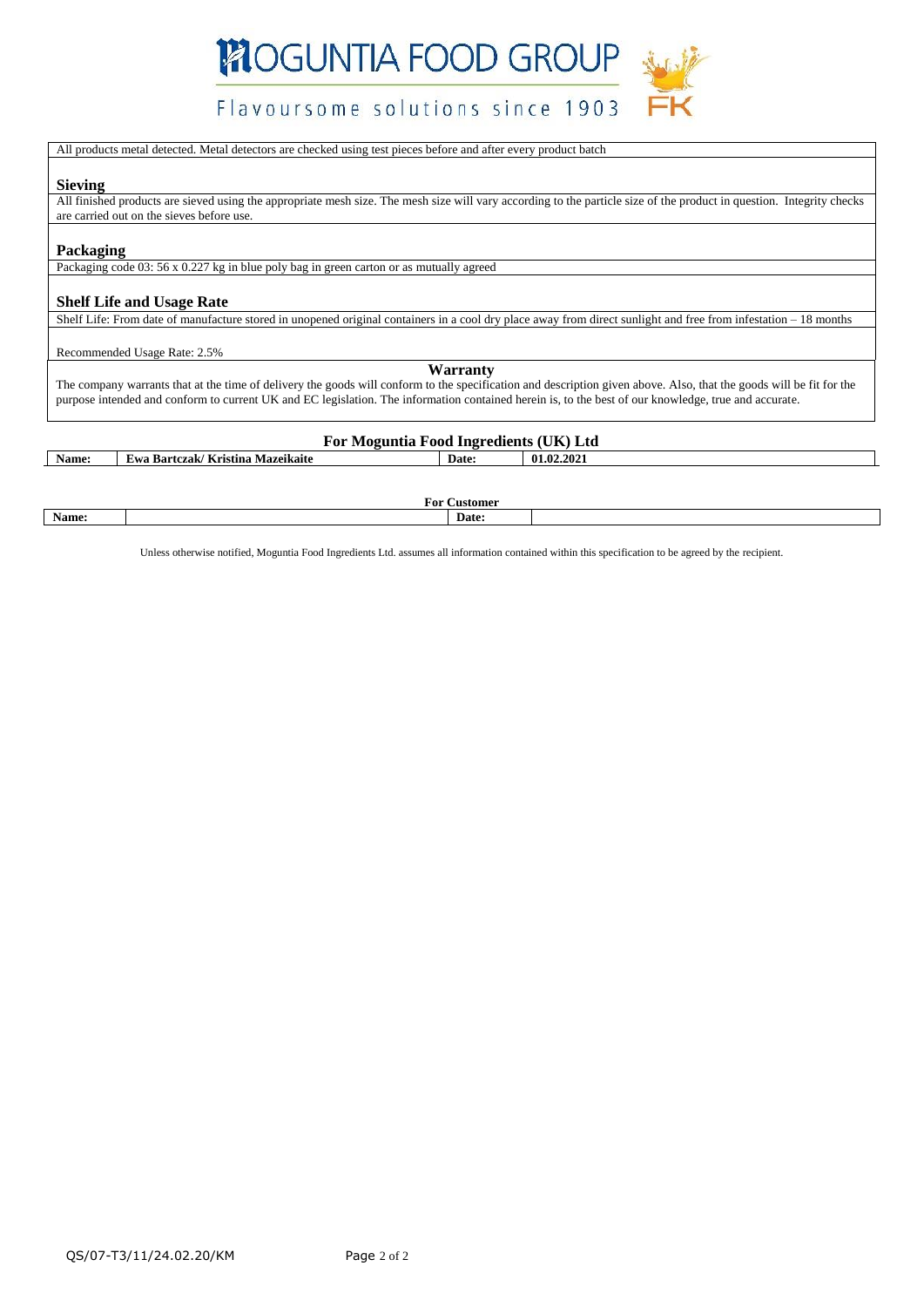All products metal detected. Metal detectors are checked using test pieces before and after every product batch

## Sieving

All finished products are sieved using the appropriate mesh size. The mesh size will vary according to the particle size of the product in question. Integrity checks are carried out on the sieves before use.

## Packaging

Packaging code 03: 56 x 0.227 kg in blue poly bag in green carton or as mutually agreed

## Shelf Life and Usage Rate

Shelf Life: From date of manufacture stored in unopened original containers in a cool dry place away from direct sunlight and free from infestation – 18 months

Recommended Usage Rate: 2.5%

## Warranty

The company warrants that at the time of delivery the goods will conform to the specification and description given above. Also, that the goods will be fit for the purpose intended and conform to current UK and EC legislation. The information contained herein is, to the best of our knowledge, true and accurate.

### For Moguntia Food Ingredients (UK) Ltd

| | | | |
|---|---|---|---|
| **Name:** | **Ewa Bartczak/ Kristina Mazeikaite** | **Date:** | **01.02.2021** |

### For Customer

| | | | |
|---|---|---|---|
| **Name:** | | **Date:** | |

Unless otherwise notified, Moguntia Food Ingredients Ltd. assumes all information contained within this specification to be agreed by the recipient.

QS/07-T3/11/24.02.20/KM